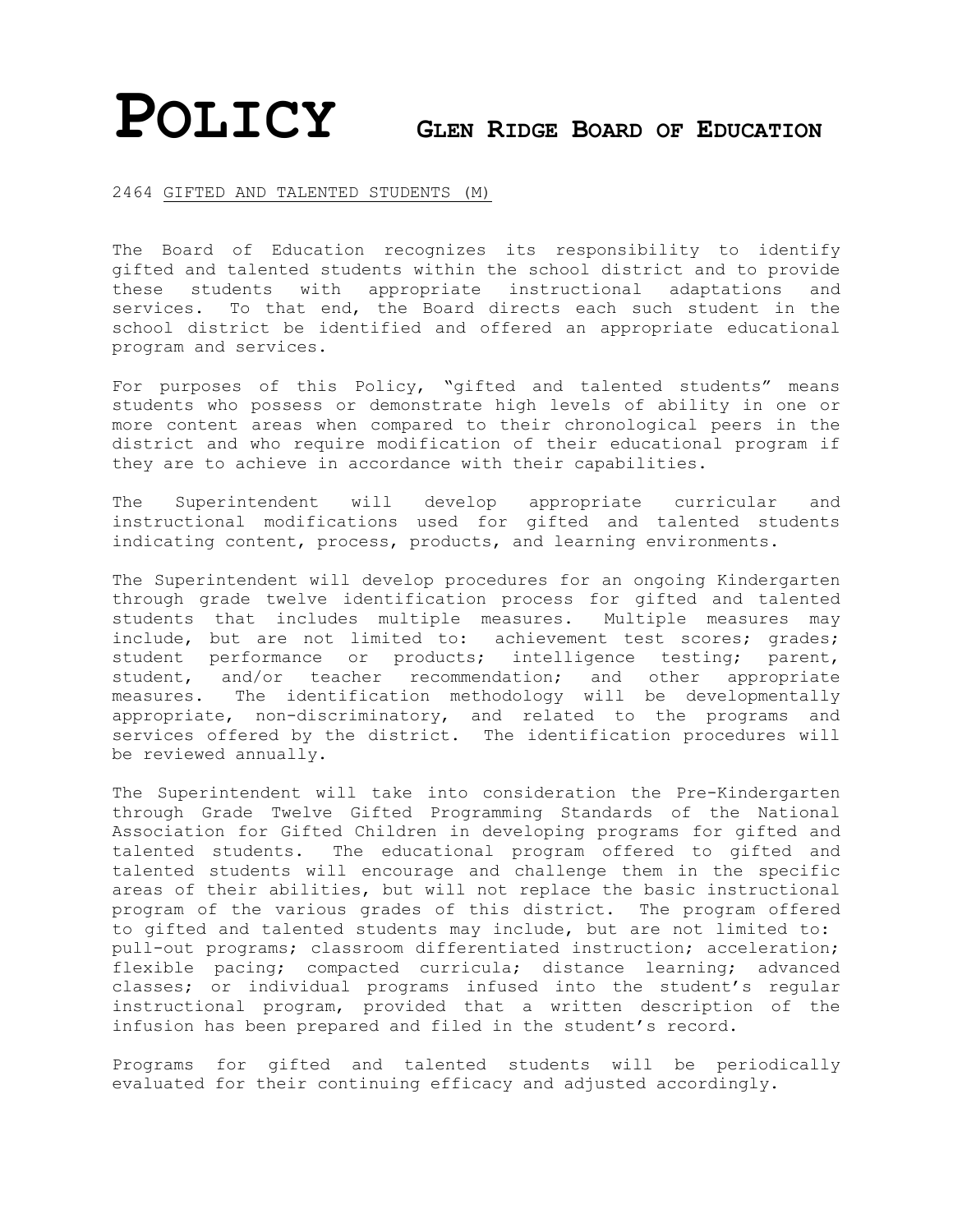# POLICY GLEN RIDGE BOARD OF EDUCATION

2464 GIFTED AND TALENTED STUDENTS (M)

The Board of Education recognizes its responsibility to identify gifted and talented students within the school district and to provide these students with appropriate instructional adaptations and services. To that end, the Board directs each such student in the school district be identified and offered an appropriate educational program and services.

For purposes of this Policy, "gifted and talented students" means students who possess or demonstrate high levels of ability in one or more content areas when compared to their chronological peers in the district and who require modification of their educational program if they are to achieve in accordance with their capabilities.

The Superintendent will develop appropriate curricular and instructional modifications used for gifted and talented students indicating content, process, products, and learning environments.

The Superintendent will develop procedures for an ongoing Kindergarten through grade twelve identification process for gifted and talented students that includes multiple measures. Multiple measures may include, but are not limited to: achievement test scores; grades; student performance or products; intelligence testing; parent, student, and/or teacher recommendation; and other appropriate measures. The identification methodology will be developmentally appropriate, non-discriminatory, and related to the programs and services offered by the district. The identification procedures will be reviewed annually.

The Superintendent will take into consideration the Pre-Kindergarten through Grade Twelve Gifted Programming Standards of the National Association for Gifted Children in developing programs for gifted and talented students. The educational program offered to gifted and talented students will encourage and challenge them in the specific areas of their abilities, but will not replace the basic instructional program of the various grades of this district. The program offered to gifted and talented students may include, but are not limited to: pull-out programs; classroom differentiated instruction; acceleration; flexible pacing; compacted curricula; distance learning; advanced classes; or individual programs infused into the student's regular instructional program, provided that a written description of the infusion has been prepared and filed in the student's record.

Programs for gifted and talented students will be periodically evaluated for their continuing efficacy and adjusted accordingly.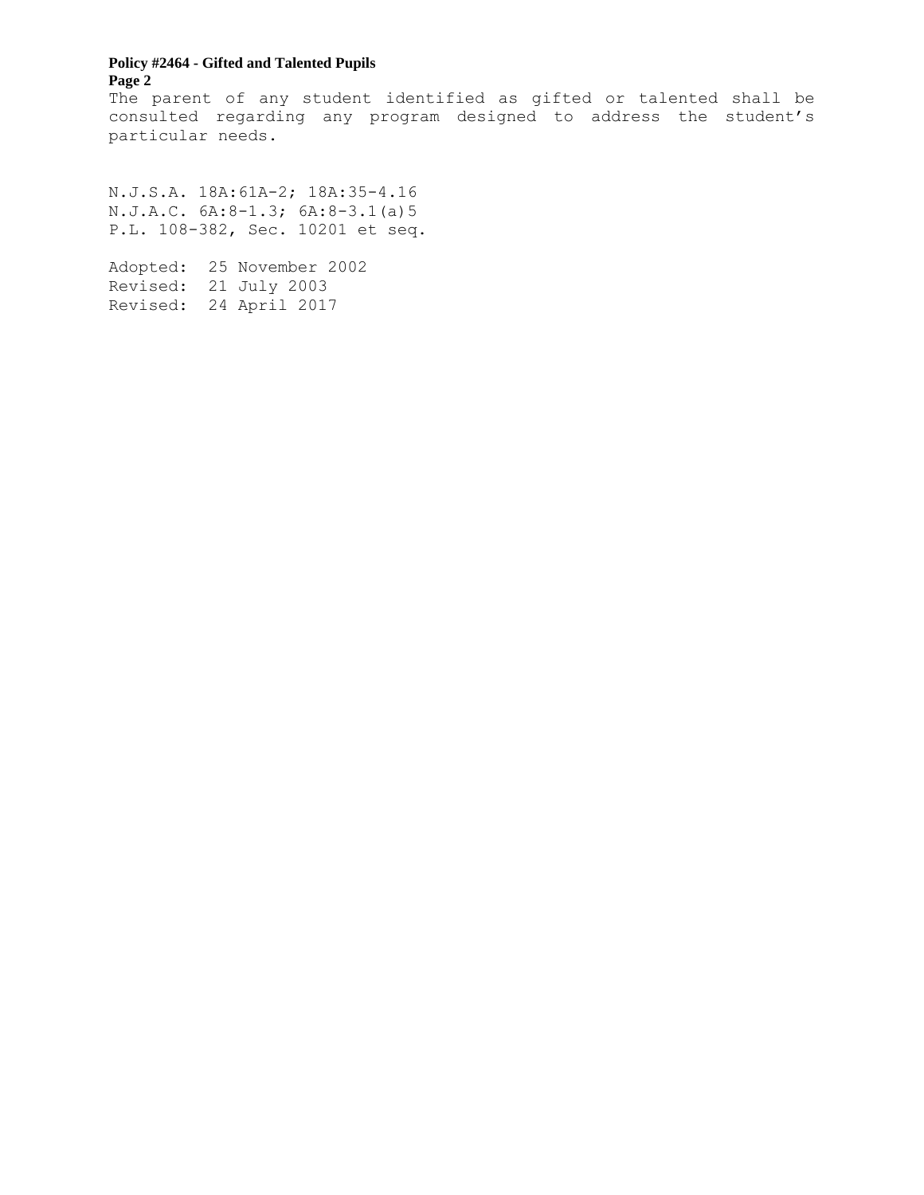The parent of any student identified as gifted or talented shall be consulted regarding any program designed to address the student's particular needs.

N.J.S.A. 18A:61A-2; 18A:35-4.16
N.J.A.C. 6A:8-1.3; 6A:8-3.1(a)5
P.L. 108-382, Sec. 10201 et seq.

Adopted: 25 November 2002
Revised: 21 July 2003
Revised: 24 April 2017